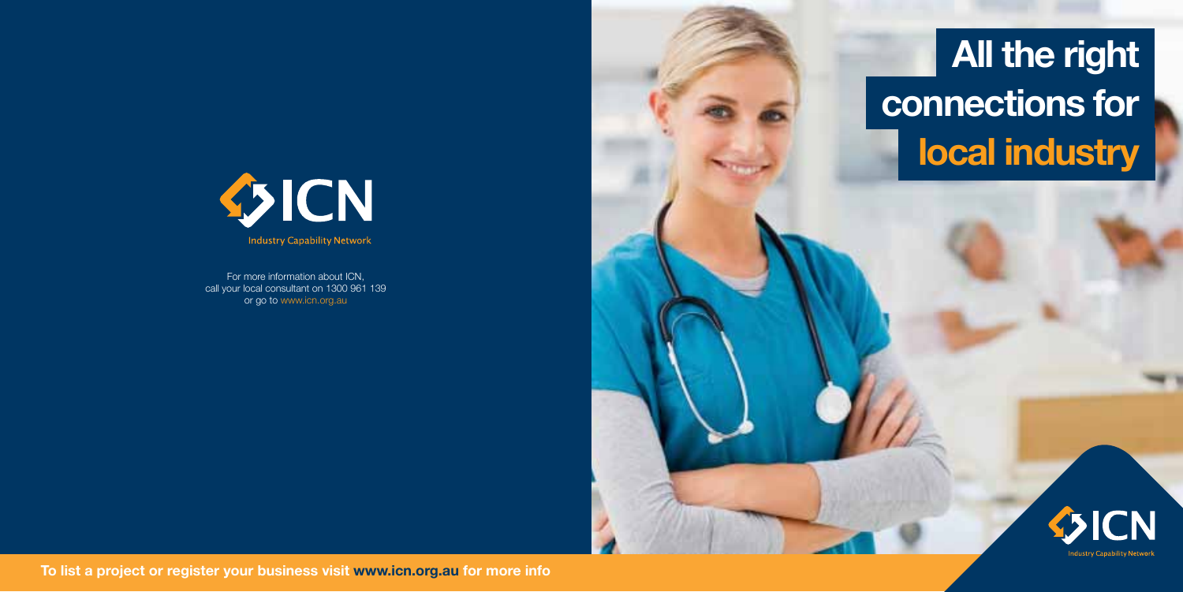# All the right connections for local industry

ICN

Industry Capability Network

For more information about ICN, call your local consultant on 1300 961 139 or go to www.icn.org.au

**To list a project or register your business visit www.icn.org.au for more info**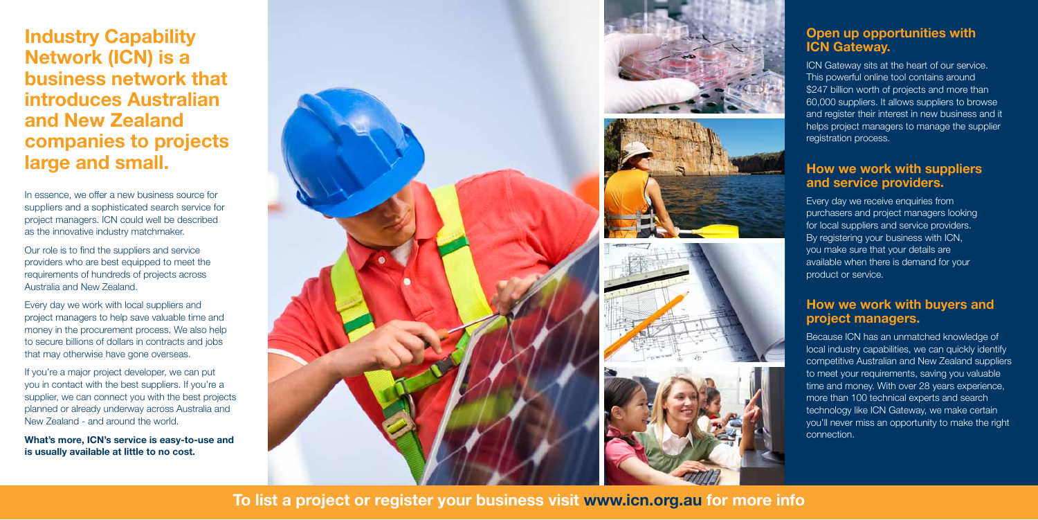# Industry Capability Network (ICN) is a business network that introduces Australian and New Zealand companies to projects large and small.

In essence, we offer a new business source for suppliers and a sophisticated search service for project managers. ICN could well be described as the innovative industry matchmaker.

Our role is to find the suppliers and service providers who are best equipped to meet the requirements of hundreds of projects across Australia and New Zealand.

Every day we work with local suppliers and project managers to help save valuable time and money in the procurement process. We also help to secure billions of dollars in contracts and jobs that may otherwise have gone overseas.

If you're a major project developer, we can put you in contact with the best suppliers. If you're a supplier, we can connect you with the best projects planned or already underway across Australia and New Zealand - and around the world.

**What's more, ICN's service is easy-to-use and is usually available at little to no cost.**

## Open up opportunities with ICN Gateway.

ICN Gateway sits at the heart of our service. This powerful online tool contains around $247 billion worth of projects and more than 60,000 suppliers. It allows suppliers to browse and register their interest in new business and it helps project managers to manage the supplier registration process.

## How we work with suppliers and service providers.

Every day we receive enquiries from purchasers and project managers looking for local suppliers and service providers. By registering your business with ICN, you make sure that your details are available when there is demand for your product or service.

## How we work with buyers and project managers.

Because ICN has an unmatched knowledge of local industry capabilities, we can quickly identify competitive Australian and New Zealand suppliers to meet your requirements, saving you valuable time and money. With over 28 years experience, more than 100 technical experts and search technology like ICN Gateway, we make certain you'll never miss an opportunity to make the right connection.

**To list a project or register your business visit www.icn.org.au for more info**